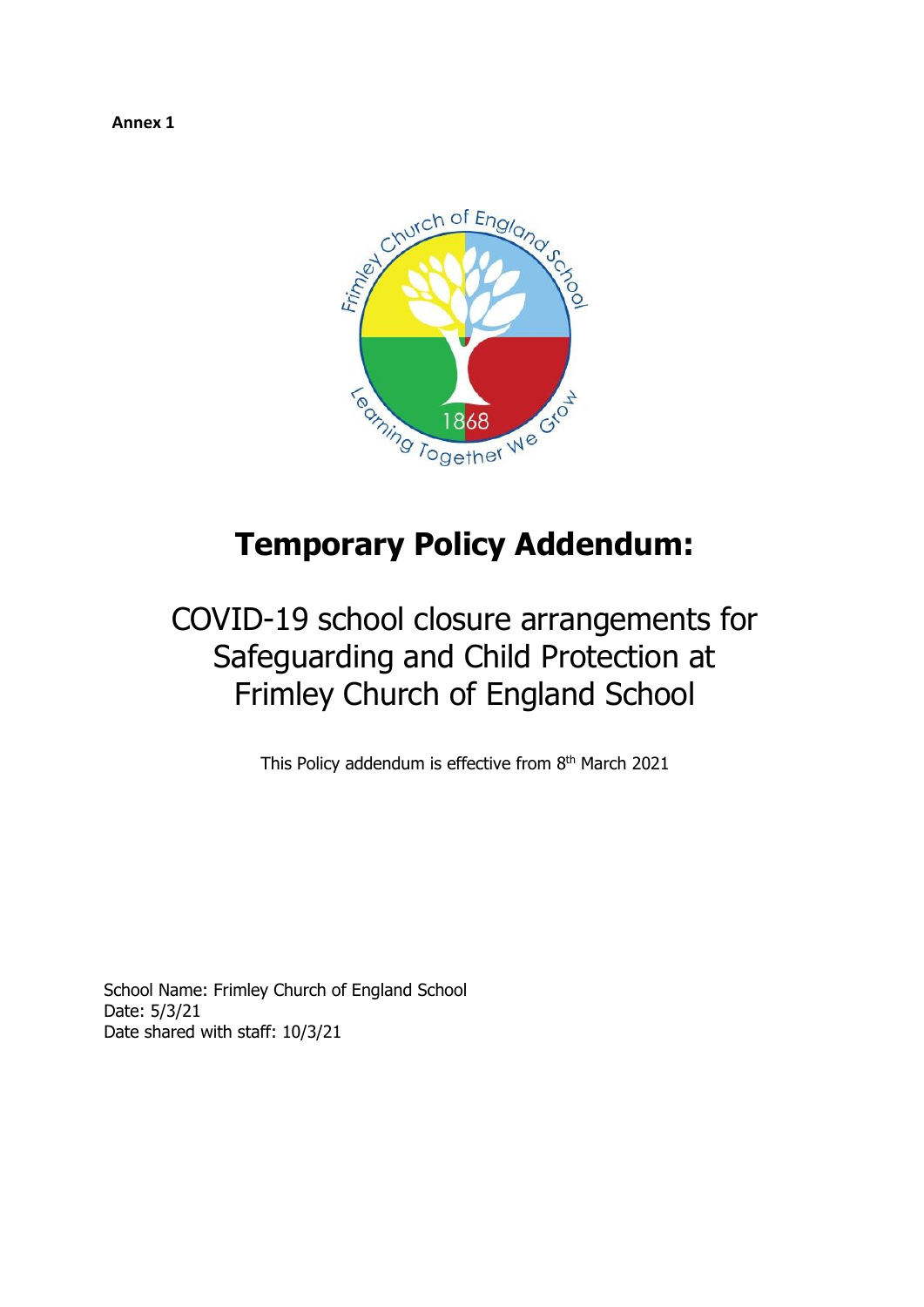**Annex 1**

# Temporary Policy Addendum:

## COVID-19 school closure arrangements for Safeguarding and Child Protection at Frimley Church of England School

This Policy addendum is effective from 8th March 2021

School Name: Frimley Church of England School
Date: 5/3/21
Date shared with staff: 10/3/21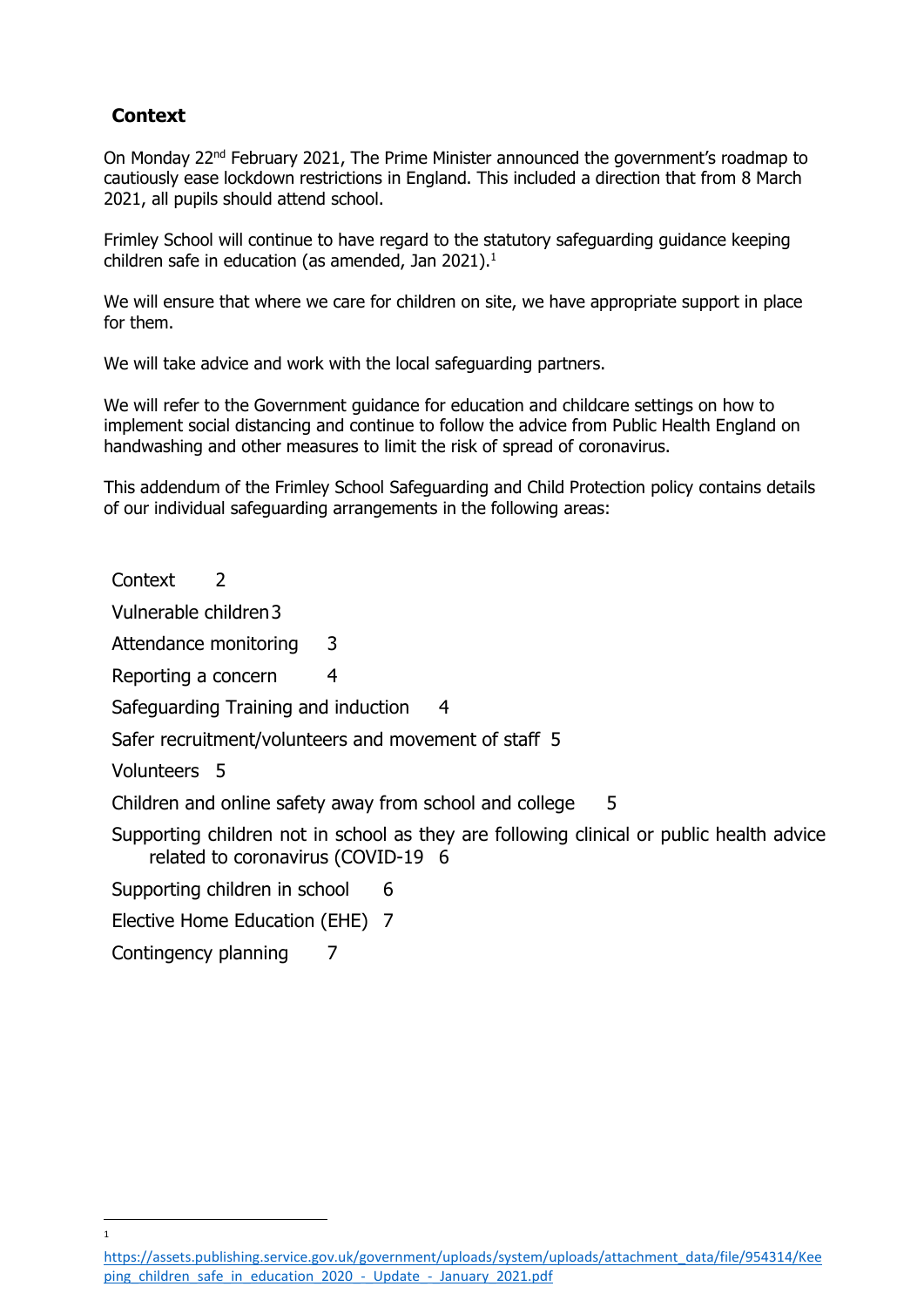## Context

On Monday 22nd February 2021, The Prime Minister announced the government's roadmap to cautiously ease lockdown restrictions in England. This included a direction that from 8 March 2021, all pupils should attend school.

Frimley School will continue to have regard to the statutory safeguarding guidance keeping children safe in education (as amended, Jan 2021).[1]

We will ensure that where we care for children on site, we have appropriate support in place for them.

We will take advice and work with the local safeguarding partners.

We will refer to the Government guidance for education and childcare settings on how to implement social distancing and continue to follow the advice from Public Health England on handwashing and other measures to limit the risk of spread of coronavirus.

This addendum of the Frimley School Safeguarding and Child Protection policy contains details of our individual safeguarding arrangements in the following areas:

- Context 2
- Vulnerable children 3
- Attendance monitoring 3
- Reporting a concern 4
- Safeguarding Training and induction 4
- Safer recruitment/volunteers and movement of staff 5
- Volunteers 5
- Children and online safety away from school and college 5
- Supporting children not in school as they are following clinical or public health advice related to coronavirus (COVID-19 6
- Supporting children in school 6
- Elective Home Education (EHE) 7
- Contingency planning 7

---

[1] https://assets.publishing.service.gov.uk/government/uploads/system/uploads/attachment_data/file/954314/Keeping_children_safe_in_education_2020_-_Update_-_January_2021.pdf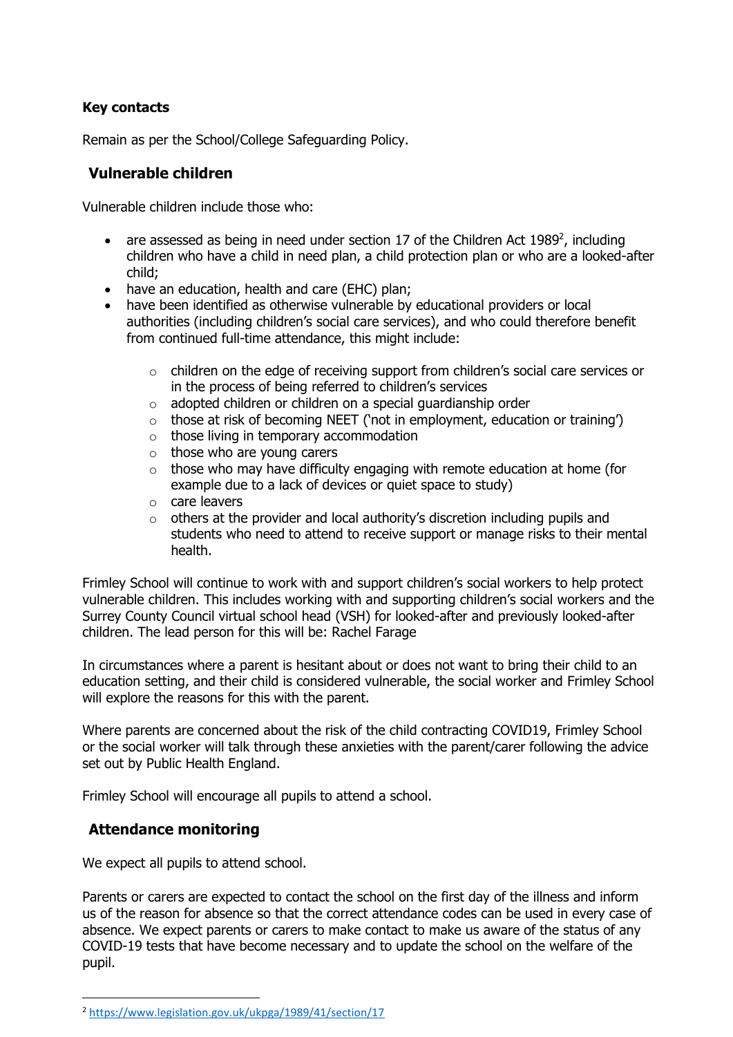**Key contacts**

Remain as per the School/College Safeguarding Policy.

## Vulnerable children

Vulnerable children include those who:

- are assessed as being in need under section 17 of the Children Act 1989[2], including children who have a child in need plan, a child protection plan or who are a looked-after child;
- have an education, health and care (EHC) plan;
- have been identified as otherwise vulnerable by educational providers or local authorities (including children's social care services), and who could therefore benefit from continued full-time attendance, this might include:
    - children on the edge of receiving support from children's social care services or in the process of being referred to children's services
    - adopted children or children on a special guardianship order
    - those at risk of becoming NEET ('not in employment, education or training')
    - those living in temporary accommodation
    - those who are young carers
    - those who may have difficulty engaging with remote education at home (for example due to a lack of devices or quiet space to study)
    - care leavers
    - others at the provider and local authority's discretion including pupils and students who need to attend to receive support or manage risks to their mental health.

Frimley School will continue to work with and support children's social workers to help protect vulnerable children. This includes working with and supporting children's social workers and the Surrey County Council virtual school head (VSH) for looked-after and previously looked-after children. The lead person for this will be: Rachel Farage

In circumstances where a parent is hesitant about or does not want to bring their child to an education setting, and their child is considered vulnerable, the social worker and Frimley School will explore the reasons for this with the parent.

Where parents are concerned about the risk of the child contracting COVID19, Frimley School or the social worker will talk through these anxieties with the parent/carer following the advice set out by Public Health England.

Frimley School will encourage all pupils to attend a school.

## Attendance monitoring

We expect all pupils to attend school.

Parents or carers are expected to contact the school on the first day of the illness and inform us of the reason for absence so that the correct attendance codes can be used in every case of absence. We expect parents or carers to make contact to make us aware of the status of any COVID-19 tests that have become necessary and to update the school on the welfare of the pupil.

---

[2] https://www.legislation.gov.uk/ukpga/1989/41/section/17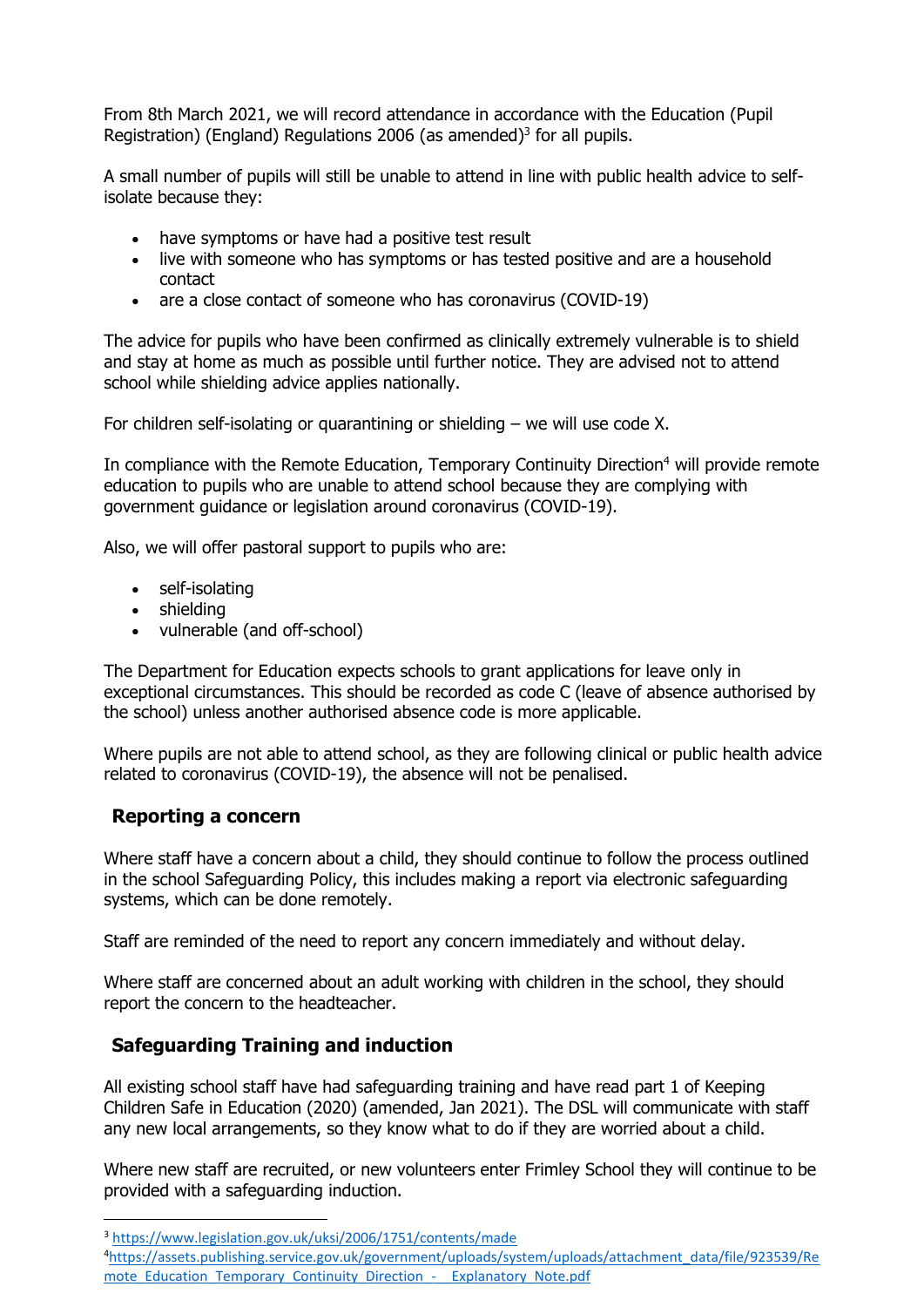From 8th March 2021, we will record attendance in accordance with the Education (Pupil Registration) (England) Regulations 2006 (as amended)[3] for all pupils.

A small number of pupils will still be unable to attend in line with public health advice to self-isolate because they:

- have symptoms or have had a positive test result
- live with someone who has symptoms or has tested positive and are a household contact
- are a close contact of someone who has coronavirus (COVID-19)

The advice for pupils who have been confirmed as clinically extremely vulnerable is to shield and stay at home as much as possible until further notice. They are advised not to attend school while shielding advice applies nationally.

For children self-isolating or quarantining or shielding – we will use code X.

In compliance with the Remote Education, Temporary Continuity Direction[4] will provide remote education to pupils who are unable to attend school because they are complying with government guidance or legislation around coronavirus (COVID-19).

Also, we will offer pastoral support to pupils who are:

- self-isolating
- shielding
- vulnerable (and off-school)

The Department for Education expects schools to grant applications for leave only in exceptional circumstances. This should be recorded as code C (leave of absence authorised by the school) unless another authorised absence code is more applicable.

Where pupils are not able to attend school, as they are following clinical or public health advice related to coronavirus (COVID-19), the absence will not be penalised.

## Reporting a concern

Where staff have a concern about a child, they should continue to follow the process outlined in the school Safeguarding Policy, this includes making a report via electronic safeguarding systems, which can be done remotely.

Staff are reminded of the need to report any concern immediately and without delay.

Where staff are concerned about an adult working with children in the school, they should report the concern to the headteacher.

## Safeguarding Training and induction

All existing school staff have had safeguarding training and have read part 1 of Keeping Children Safe in Education (2020) (amended, Jan 2021). The DSL will communicate with staff any new local arrangements, so they know what to do if they are worried about a child.

Where new staff are recruited, or new volunteers enter Frimley School they will continue to be provided with a safeguarding induction.

---

[3] https://www.legislation.gov.uk/uksi/2006/1751/contents/made

[4] https://assets.publishing.service.gov.uk/government/uploads/system/uploads/attachment_data/file/923539/Remote_Education_Temporary_Continuity_Direction_-__Explanatory_Note.pdf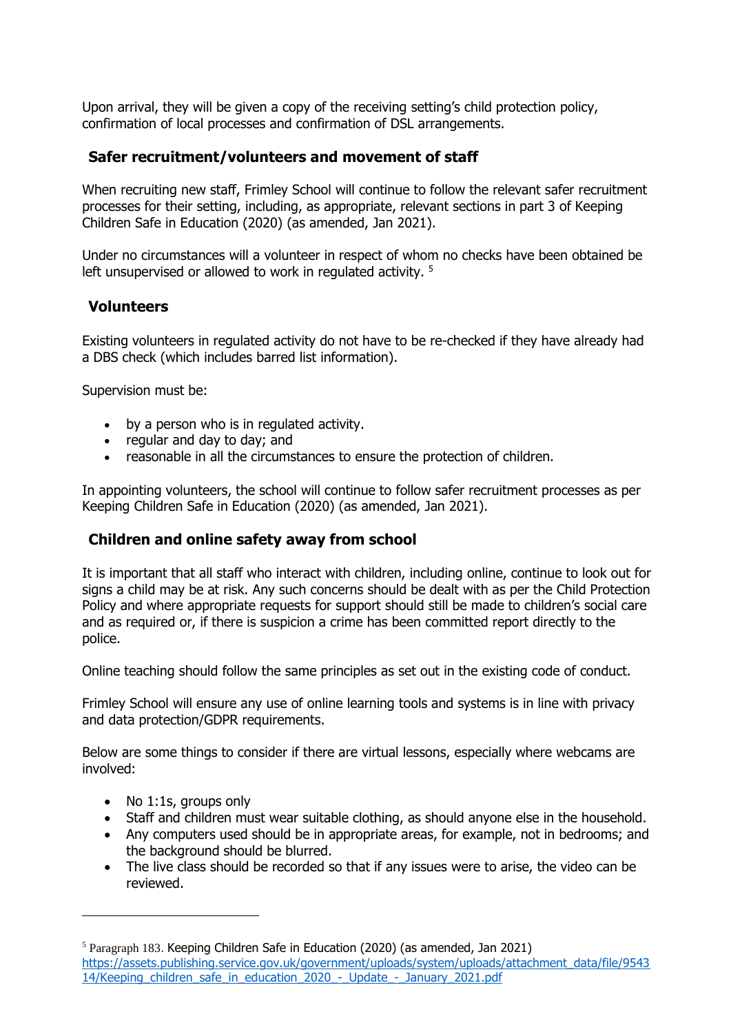Upon arrival, they will be given a copy of the receiving setting's child protection policy, confirmation of local processes and confirmation of DSL arrangements.

## Safer recruitment/volunteers and movement of staff

When recruiting new staff, Frimley School will continue to follow the relevant safer recruitment processes for their setting, including, as appropriate, relevant sections in part 3 of Keeping Children Safe in Education (2020) (as amended, Jan 2021).

Under no circumstances will a volunteer in respect of whom no checks have been obtained be left unsupervised or allowed to work in regulated activity. [5]

## Volunteers

Existing volunteers in regulated activity do not have to be re-checked if they have already had a DBS check (which includes barred list information).

Supervision must be:

- by a person who is in regulated activity.
- regular and day to day; and
- reasonable in all the circumstances to ensure the protection of children.

In appointing volunteers, the school will continue to follow safer recruitment processes as per Keeping Children Safe in Education (2020) (as amended, Jan 2021).

## Children and online safety away from school

It is important that all staff who interact with children, including online, continue to look out for signs a child may be at risk. Any such concerns should be dealt with as per the Child Protection Policy and where appropriate requests for support should still be made to children's social care and as required or, if there is suspicion a crime has been committed report directly to the police.

Online teaching should follow the same principles as set out in the existing code of conduct.

Frimley School will ensure any use of online learning tools and systems is in line with privacy and data protection/GDPR requirements.

Below are some things to consider if there are virtual lessons, especially where webcams are involved:

- No 1:1s, groups only
- Staff and children must wear suitable clothing, as should anyone else in the household.
- Any computers used should be in appropriate areas, for example, not in bedrooms; and the background should be blurred.
- The live class should be recorded so that if any issues were to arise, the video can be reviewed.

---

[5] Paragraph 183. Keeping Children Safe in Education (2020) (as amended, Jan 2021) https://assets.publishing.service.gov.uk/government/uploads/system/uploads/attachment_data/file/954314/Keeping_children_safe_in_education_2020_-_Update_-_January_2021.pdf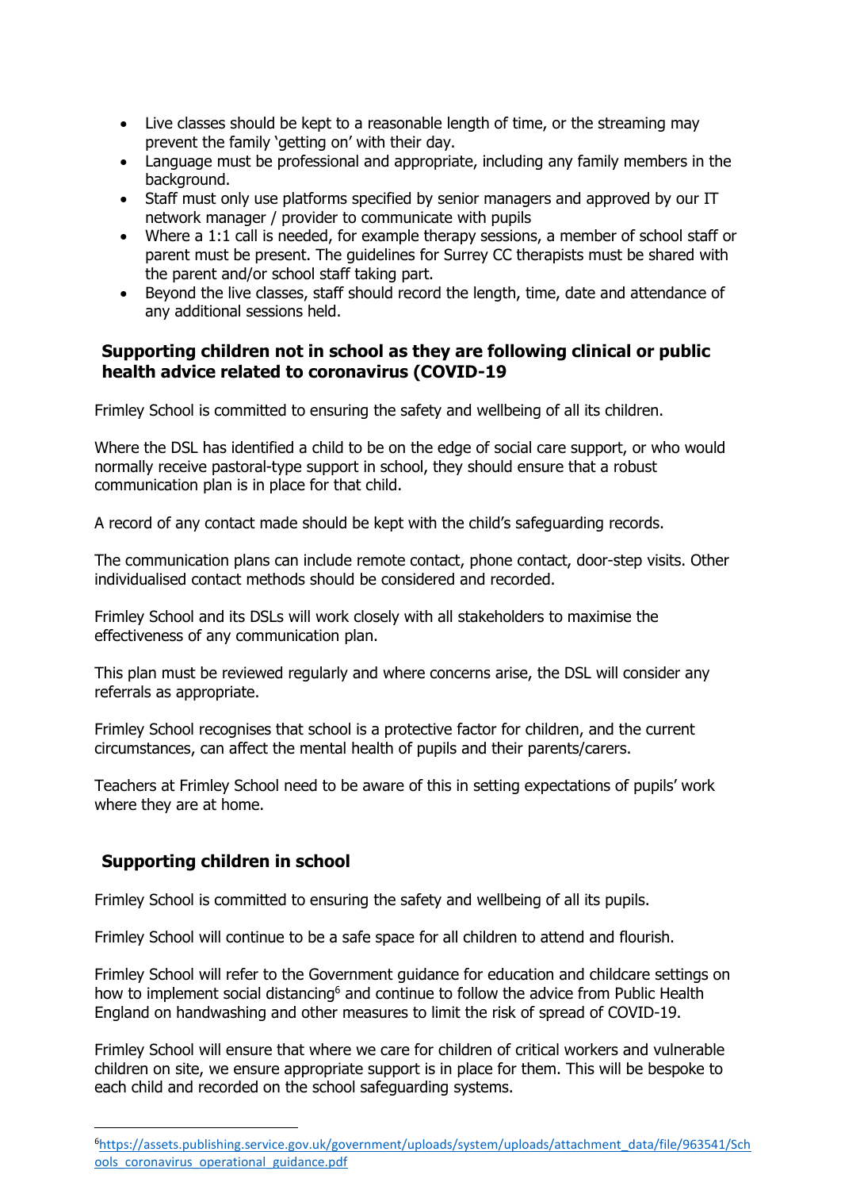- Live classes should be kept to a reasonable length of time, or the streaming may prevent the family 'getting on' with their day.
- Language must be professional and appropriate, including any family members in the background.
- Staff must only use platforms specified by senior managers and approved by our IT network manager / provider to communicate with pupils
- Where a 1:1 call is needed, for example therapy sessions, a member of school staff or parent must be present. The guidelines for Surrey CC therapists must be shared with the parent and/or school staff taking part.
- Beyond the live classes, staff should record the length, time, date and attendance of any additional sessions held.

## Supporting children not in school as they are following clinical or public health advice related to coronavirus (COVID-19

Frimley School is committed to ensuring the safety and wellbeing of all its children.

Where the DSL has identified a child to be on the edge of social care support, or who would normally receive pastoral-type support in school, they should ensure that a robust communication plan is in place for that child.

A record of any contact made should be kept with the child's safeguarding records.

The communication plans can include remote contact, phone contact, door-step visits. Other individualised contact methods should be considered and recorded.

Frimley School and its DSLs will work closely with all stakeholders to maximise the effectiveness of any communication plan.

This plan must be reviewed regularly and where concerns arise, the DSL will consider any referrals as appropriate.

Frimley School recognises that school is a protective factor for children, and the current circumstances, can affect the mental health of pupils and their parents/carers.

Teachers at Frimley School need to be aware of this in setting expectations of pupils' work where they are at home.

## Supporting children in school

Frimley School is committed to ensuring the safety and wellbeing of all its pupils.

Frimley School will continue to be a safe space for all children to attend and flourish.

Frimley School will refer to the Government guidance for education and childcare settings on how to implement social distancing[6] and continue to follow the advice from Public Health England on handwashing and other measures to limit the risk of spread of COVID-19.

Frimley School will ensure that where we care for children of critical workers and vulnerable children on site, we ensure appropriate support is in place for them. This will be bespoke to each child and recorded on the school safeguarding systems.

---

[6] https://assets.publishing.service.gov.uk/government/uploads/system/uploads/attachment_data/file/963541/Schools_coronavirus_operational_guidance.pdf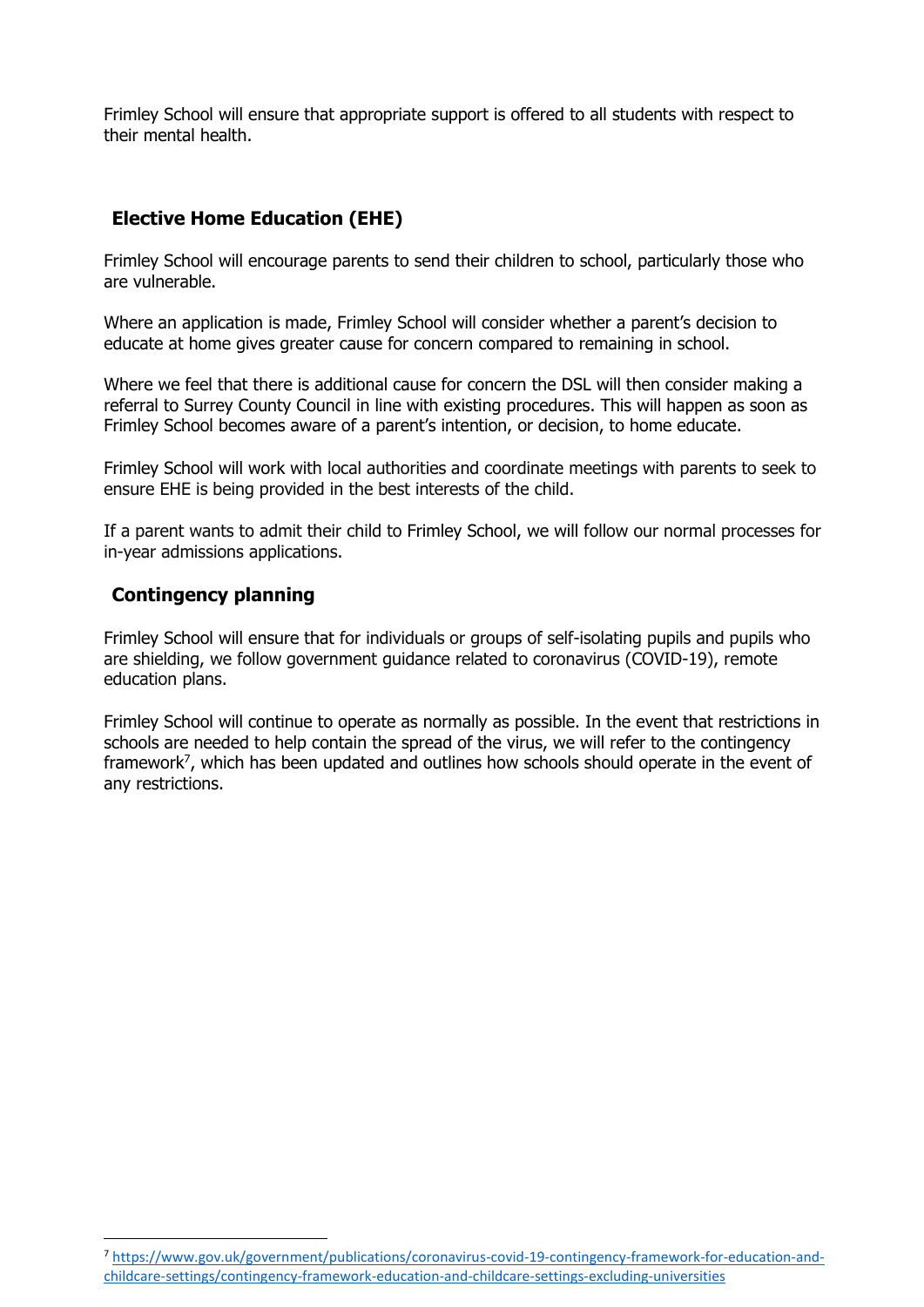Frimley School will ensure that appropriate support is offered to all students with respect to their mental health.

## Elective Home Education (EHE)

Frimley School will encourage parents to send their children to school, particularly those who are vulnerable.

Where an application is made, Frimley School will consider whether a parent's decision to educate at home gives greater cause for concern compared to remaining in school.

Where we feel that there is additional cause for concern the DSL will then consider making a referral to Surrey County Council in line with existing procedures. This will happen as soon as Frimley School becomes aware of a parent's intention, or decision, to home educate.

Frimley School will work with local authorities and coordinate meetings with parents to seek to ensure EHE is being provided in the best interests of the child.

If a parent wants to admit their child to Frimley School, we will follow our normal processes for in-year admissions applications.

## Contingency planning

Frimley School will ensure that for individuals or groups of self-isolating pupils and pupils who are shielding, we follow government guidance related to coronavirus (COVID-19), remote education plans.

Frimley School will continue to operate as normally as possible. In the event that restrictions in schools are needed to help contain the spread of the virus, we will refer to the contingency framework[7], which has been updated and outlines how schools should operate in the event of any restrictions.

---

[7] https://www.gov.uk/government/publications/coronavirus-covid-19-contingency-framework-for-education-and-childcare-settings/contingency-framework-education-and-childcare-settings-excluding-universities